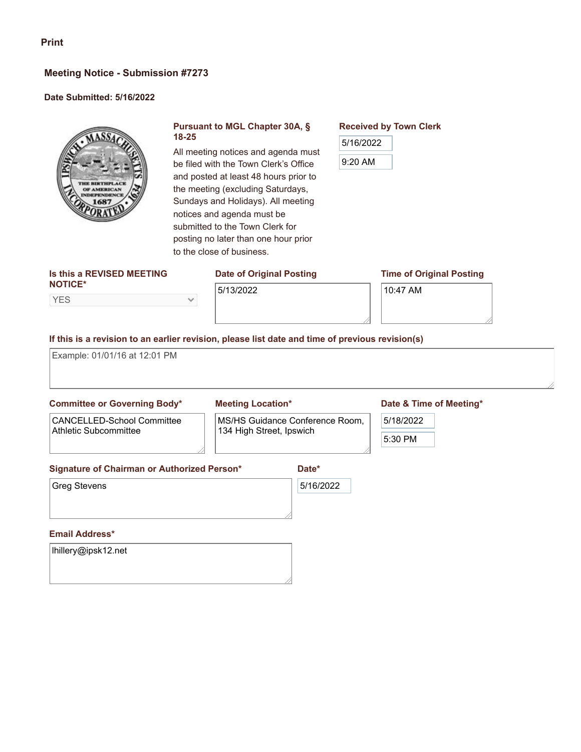Print

## Meeting Notice - Submission #7273

**Date Submitted: 5/16/2022**

**Pursuant to MGL Chapter 30A, § 18-25**

All meeting notices and agenda must be filed with the Town Clerk's Office and posted at least 48 hours prior to the meeting (excluding Saturdays, Sundays and Holidays). All meeting notices and agenda must be submitted to the Town Clerk for posting no later than one hour prior to the close of business.

**Received by Town Clerk**

5/16/2022

9:20 AM

**Is this a REVISED MEETING NOTICE\***

YES

**Date of Original Posting**

5/13/2022

**Time of Original Posting**

10:47 AM

**If this is a revision to an earlier revision, please list date and time of previous revision(s)**

Example: 01/01/16 at 12:01 PM

**Committee or Governing Body\***

CANCELLED-School Committee Athletic Subcommittee

**Meeting Location\***

MS/HS Guidance Conference Room, 134 High Street, Ipswich

**Date & Time of Meeting\***

5/18/2022

5:30 PM

**Signature of Chairman or Authorized Person\***

Greg Stevens

**Date\***

5/16/2022

**Email Address\***

lhillery@ipsk12.net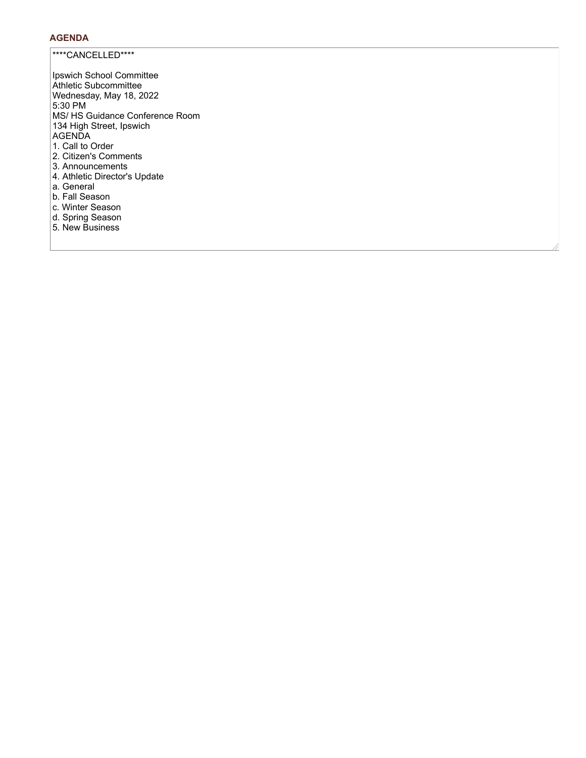## AGENDA

****CANCELLED****

Ipswich School Committee
Athletic Subcommittee
Wednesday, May 18, 2022
5:30 PM
MS/ HS Guidance Conference Room
134 High Street, Ipswich
AGENDA

1. Call to Order
2. Citizen's Comments
3. Announcements
4. Athletic Director's Update
   a. General
   b. Fall Season
   c. Winter Season
   d. Spring Season
5. New Business